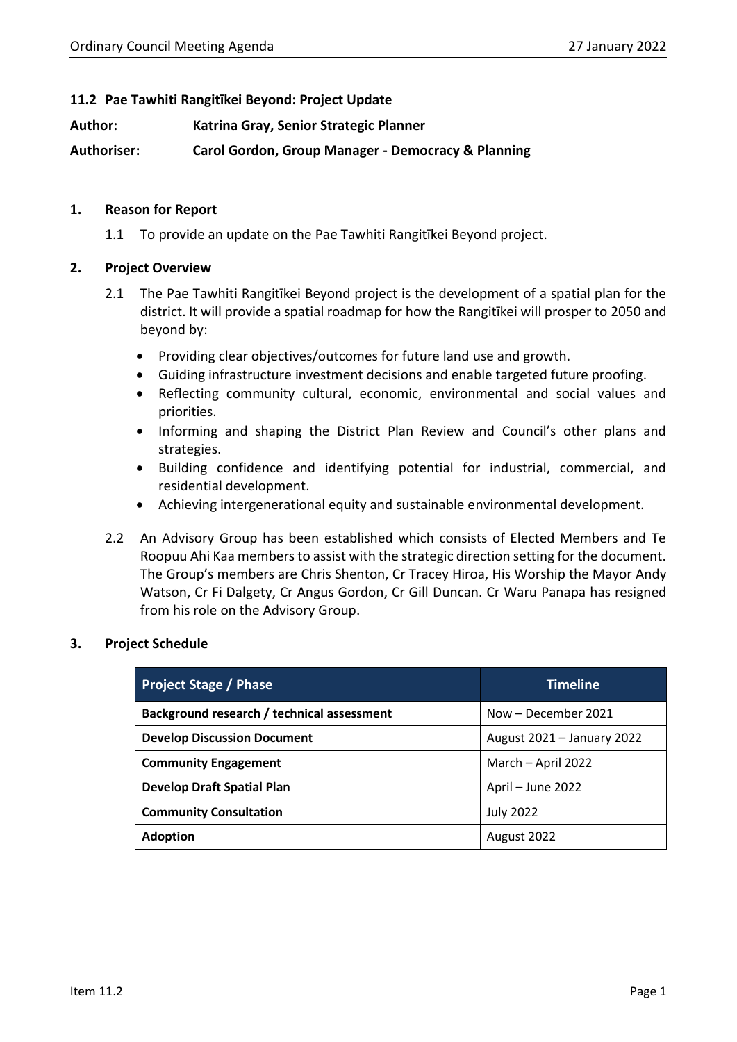### 11.2 Pae Tawhiti Rangitīkei Beyond: Project Update

**Author:** Katrina Gray, Senior Strategic Planner

**Authoriser:** Carol Gordon, Group Manager - Democracy & Planning

## 1. Reason for Report

1.1 To provide an update on the Pae Tawhiti Rangitīkei Beyond project.

## 2. Project Overview

2.1 The Pae Tawhiti Rangitīkei Beyond project is the development of a spatial plan for the district. It will provide a spatial roadmap for how the Rangitīkei will prosper to 2050 and beyond by:

- Providing clear objectives/outcomes for future land use and growth.
- Guiding infrastructure investment decisions and enable targeted future proofing.
- Reflecting community cultural, economic, environmental and social values and priorities.
- Informing and shaping the District Plan Review and Council's other plans and strategies.
- Building confidence and identifying potential for industrial, commercial, and residential development.
- Achieving intergenerational equity and sustainable environmental development.

2.2 An Advisory Group has been established which consists of Elected Members and Te Roopuu Ahi Kaa members to assist with the strategic direction setting for the document. The Group's members are Chris Shenton, Cr Tracey Hiroa, His Worship the Mayor Andy Watson, Cr Fi Dalgety, Cr Angus Gordon, Cr Gill Duncan. Cr Waru Panapa has resigned from his role on the Advisory Group.

## 3. Project Schedule

| Project Stage / Phase | Timeline |
|---|---|
| **Background research / technical assessment** | Now – December 2021 |
| **Develop Discussion Document** | August 2021 – January 2022 |
| **Community Engagement** | March – April 2022 |
| **Develop Draft Spatial Plan** | April – June 2022 |
| **Community Consultation** | July 2022 |
| **Adoption** | August 2022 |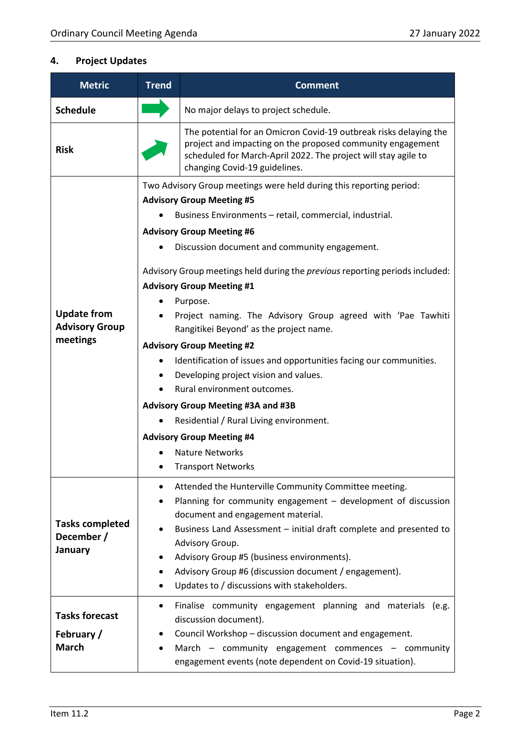## 4. Project Updates

| Metric | Trend | Comment |
|---|---|---|
| **Schedule** | → | No major delays to project schedule. |
| **Risk** | ↗ | The potential for an Omicron Covid-19 outbreak risks delaying the project and impacting on the proposed community engagement scheduled for March-April 2022. The project will stay agile to changing Covid-19 guidelines. |
| **Update from Advisory Group meetings** | Two Advisory Group meetings were held during this reporting period:<br>**Advisory Group Meeting #5**<br>• Business Environments – retail, commercial, industrial.<br>**Advisory Group Meeting #6**<br>• Discussion document and community engagement.<br><br>Advisory Group meetings held during the *previous* reporting periods included:<br>**Advisory Group Meeting #1**<br>• Purpose.<br>• Project naming. The Advisory Group agreed with 'Pae Tawhiti Rangitikei Beyond' as the project name.<br>**Advisory Group Meeting #2**<br>• Identification of issues and opportunities facing our communities.<br>• Developing project vision and values.<br>• Rural environment outcomes.<br>**Advisory Group Meeting #3A and #3B**<br>• Residential / Rural Living environment.<br>**Advisory Group Meeting #4**<br>• Nature Networks<br>• Transport Networks | |
| **Tasks completed December / January** | • Attended the Hunterville Community Committee meeting.<br>• Planning for community engagement – development of discussion document and engagement material.<br>• Business Land Assessment – initial draft complete and presented to Advisory Group.<br>• Advisory Group #5 (business environments).<br>• Advisory Group #6 (discussion document / engagement).<br>• Updates to / discussions with stakeholders. | |
| **Tasks forecast February / March** | • Finalise community engagement planning and materials (e.g. discussion document).<br>• Council Workshop – discussion document and engagement.<br>• March – community engagement commences – community engagement events (note dependent on Covid-19 situation). | |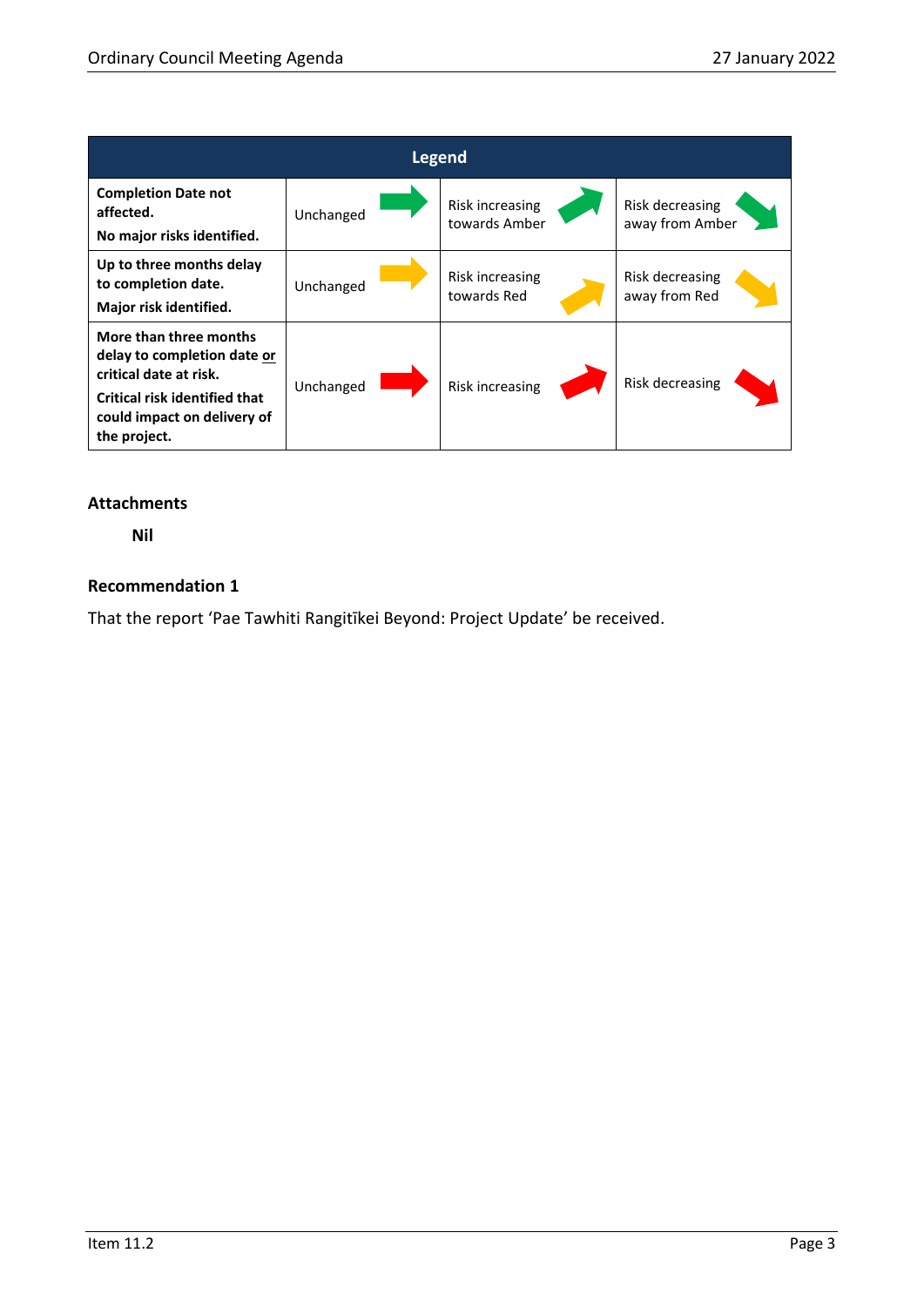| Legend | | | |
|---|---|---|---|
| **Completion Date not affected.** **No major risks identified.** | Unchanged | Risk increasing towards Amber | Risk decreasing away from Amber |
| **Up to three months delay to completion date.** **Major risk identified.** | Unchanged | Risk increasing towards Red | Risk decreasing away from Red |
| **More than three months delay to completion date <u>or</u> critical date at risk.** **Critical risk identified that could impact on delivery of the project.** | Unchanged | Risk increasing | Risk decreasing |

### Attachments

**Nil**

### Recommendation 1

That the report 'Pae Tawhiti Rangitīkei Beyond: Project Update' be received.